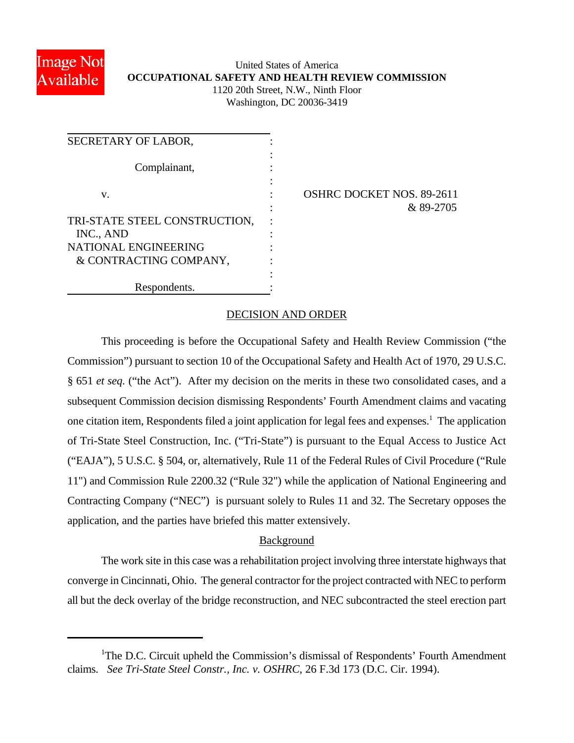United States of America
**OCCUPATIONAL SAFETY AND HEALTH REVIEW COMMISSION**
1120 20th Street, N.W., Ninth Floor
Washington, DC 20036-3419

SECRETARY OF LABOR,

Complainant,

v.

TRI-STATE STEEL CONSTRUCTION, INC., AND NATIONAL ENGINEERING & CONTRACTING COMPANY,

Respondents.

OSHRC DOCKET NOS. 89-2611 & 89-2705

## DECISION AND ORDER

This proceeding is before the Occupational Safety and Health Review Commission ("the Commission") pursuant to section 10 of the Occupational Safety and Health Act of 1970, 29 U.S.C. § 651 *et seq.* ("the Act"). After my decision on the merits in these two consolidated cases, and a subsequent Commission decision dismissing Respondents' Fourth Amendment claims and vacating one citation item, Respondents filed a joint application for legal fees and expenses.[1] The application of Tri-State Steel Construction, Inc. ("Tri-State") is pursuant to the Equal Access to Justice Act ("EAJA"), 5 U.S.C. § 504, or, alternatively, Rule 11 of the Federal Rules of Civil Procedure ("Rule 11") and Commission Rule 2200.32 ("Rule 32") while the application of National Engineering and Contracting Company ("NEC") is pursuant solely to Rules 11 and 32. The Secretary opposes the application, and the parties have briefed this matter extensively.

### Background

The work site in this case was a rehabilitation project involving three interstate highways that converge in Cincinnati, Ohio. The general contractor for the project contracted with NEC to perform all but the deck overlay of the bridge reconstruction, and NEC subcontracted the steel erection part

[1] The D.C. Circuit upheld the Commission's dismissal of Respondents' Fourth Amendment claims. *See Tri-State Steel Constr., Inc. v. OSHRC*, 26 F.3d 173 (D.C. Cir. 1994).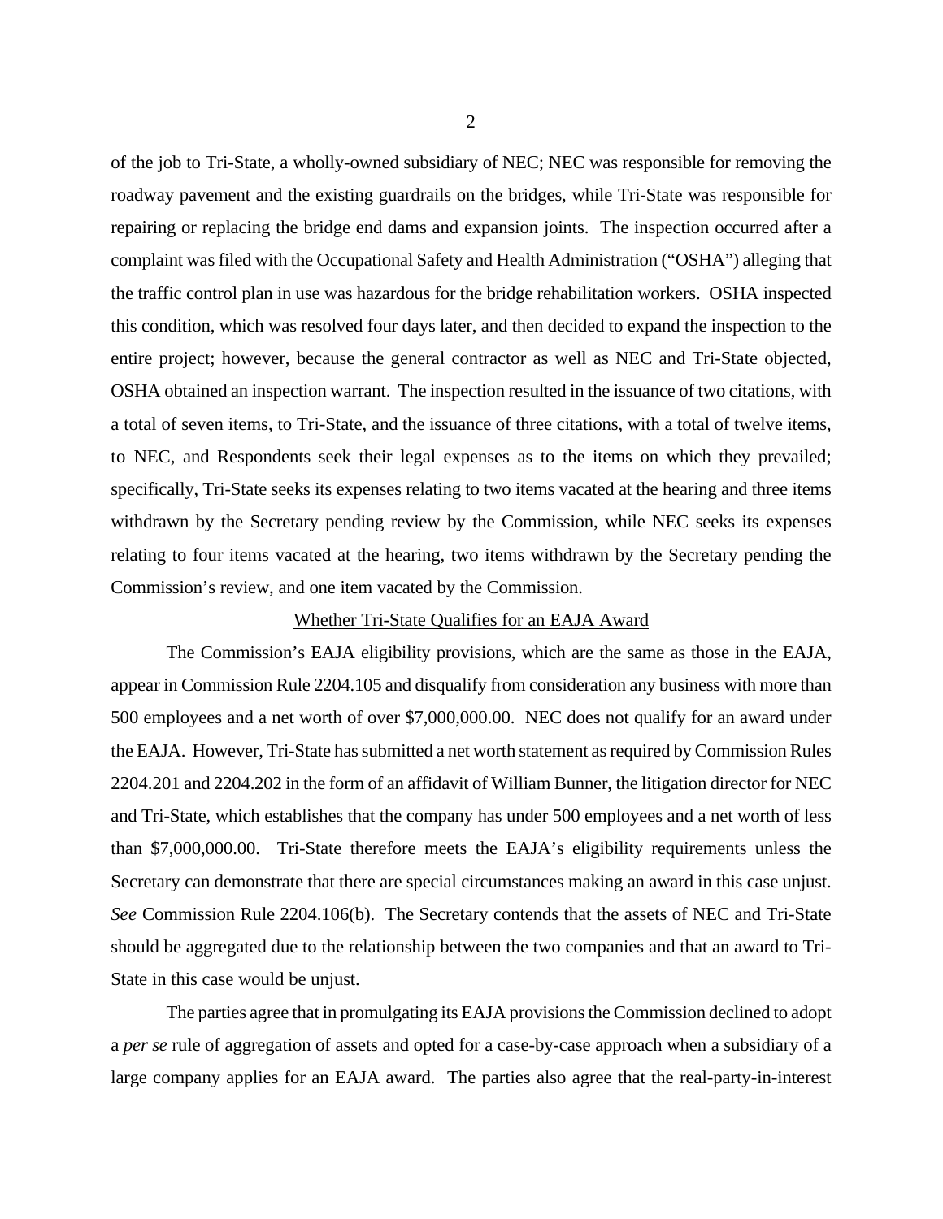of the job to Tri-State, a wholly-owned subsidiary of NEC; NEC was responsible for removing the roadway pavement and the existing guardrails on the bridges, while Tri-State was responsible for repairing or replacing the bridge end dams and expansion joints. The inspection occurred after a complaint was filed with the Occupational Safety and Health Administration ("OSHA") alleging that the traffic control plan in use was hazardous for the bridge rehabilitation workers. OSHA inspected this condition, which was resolved four days later, and then decided to expand the inspection to the entire project; however, because the general contractor as well as NEC and Tri-State objected, OSHA obtained an inspection warrant. The inspection resulted in the issuance of two citations, with a total of seven items, to Tri-State, and the issuance of three citations, with a total of twelve items, to NEC, and Respondents seek their legal expenses as to the items on which they prevailed; specifically, Tri-State seeks its expenses relating to two items vacated at the hearing and three items withdrawn by the Secretary pending review by the Commission, while NEC seeks its expenses relating to four items vacated at the hearing, two items withdrawn by the Secretary pending the Commission's review, and one item vacated by the Commission.

<u>Whether Tri-State Qualifies for an EAJA Award</u>

The Commission's EAJA eligibility provisions, which are the same as those in the EAJA, appear in Commission Rule 2204.105 and disqualify from consideration any business with more than 500 employees and a net worth of over $7,000,000.00. NEC does not qualify for an award under the EAJA. However, Tri-State has submitted a net worth statement as required by Commission Rules 2204.201 and 2204.202 in the form of an affidavit of William Bunner, the litigation director for NEC and Tri-State, which establishes that the company has under 500 employees and a net worth of less than $7,000,000.00. Tri-State therefore meets the EAJA's eligibility requirements unless the Secretary can demonstrate that there are special circumstances making an award in this case unjust. *See* Commission Rule 2204.106(b). The Secretary contends that the assets of NEC and Tri-State should be aggregated due to the relationship between the two companies and that an award to Tri-State in this case would be unjust.

The parties agree that in promulgating its EAJA provisions the Commission declined to adopt a *per se* rule of aggregation of assets and opted for a case-by-case approach when a subsidiary of a large company applies for an EAJA award. The parties also agree that the real-party-in-interest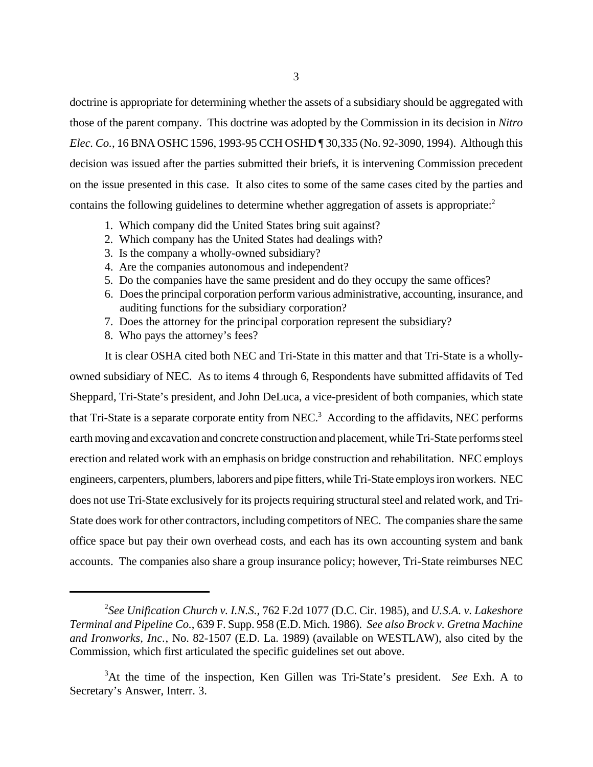doctrine is appropriate for determining whether the assets of a subsidiary should be aggregated with those of the parent company. This doctrine was adopted by the Commission in its decision in *Nitro Elec. Co.*, 16 BNA OSHC 1596, 1993-95 CCH OSHD ¶ 30,335 (No. 92-3090, 1994). Although this decision was issued after the parties submitted their briefs, it is intervening Commission precedent on the issue presented in this case. It also cites to some of the same cases cited by the parties and contains the following guidelines to determine whether aggregation of assets is appropriate:[2]

1. Which company did the United States bring suit against?
2. Which company has the United States had dealings with?
3. Is the company a wholly-owned subsidiary?
4. Are the companies autonomous and independent?
5. Do the companies have the same president and do they occupy the same offices?
6. Does the principal corporation perform various administrative, accounting, insurance, and auditing functions for the subsidiary corporation?
7. Does the attorney for the principal corporation represent the subsidiary?
8. Who pays the attorney's fees?

It is clear OSHA cited both NEC and Tri-State in this matter and that Tri-State is a wholly-owned subsidiary of NEC. As to items 4 through 6, Respondents have submitted affidavits of Ted Sheppard, Tri-State's president, and John DeLuca, a vice-president of both companies, which state that Tri-State is a separate corporate entity from NEC.[3] According to the affidavits, NEC performs earth moving and excavation and concrete construction and placement, while Tri-State performs steel erection and related work with an emphasis on bridge construction and rehabilitation. NEC employs engineers, carpenters, plumbers, laborers and pipe fitters, while Tri-State employs iron workers. NEC does not use Tri-State exclusively for its projects requiring structural steel and related work, and Tri-State does work for other contractors, including competitors of NEC. The companies share the same office space but pay their own overhead costs, and each has its own accounting system and bank accounts. The companies also share a group insurance policy; however, Tri-State reimburses NEC

---

[2]*See Unification Church v. I.N.S.*, 762 F.2d 1077 (D.C. Cir. 1985), and *U.S.A. v. Lakeshore Terminal and Pipeline Co.*, 639 F. Supp. 958 (E.D. Mich. 1986). *See also Brock v. Gretna Machine and Ironworks, Inc.*, No. 82-1507 (E.D. La. 1989) (available on WESTLAW), also cited by the Commission, which first articulated the specific guidelines set out above.

[3]At the time of the inspection, Ken Gillen was Tri-State's president. *See* Exh. A to Secretary's Answer, Interr. 3.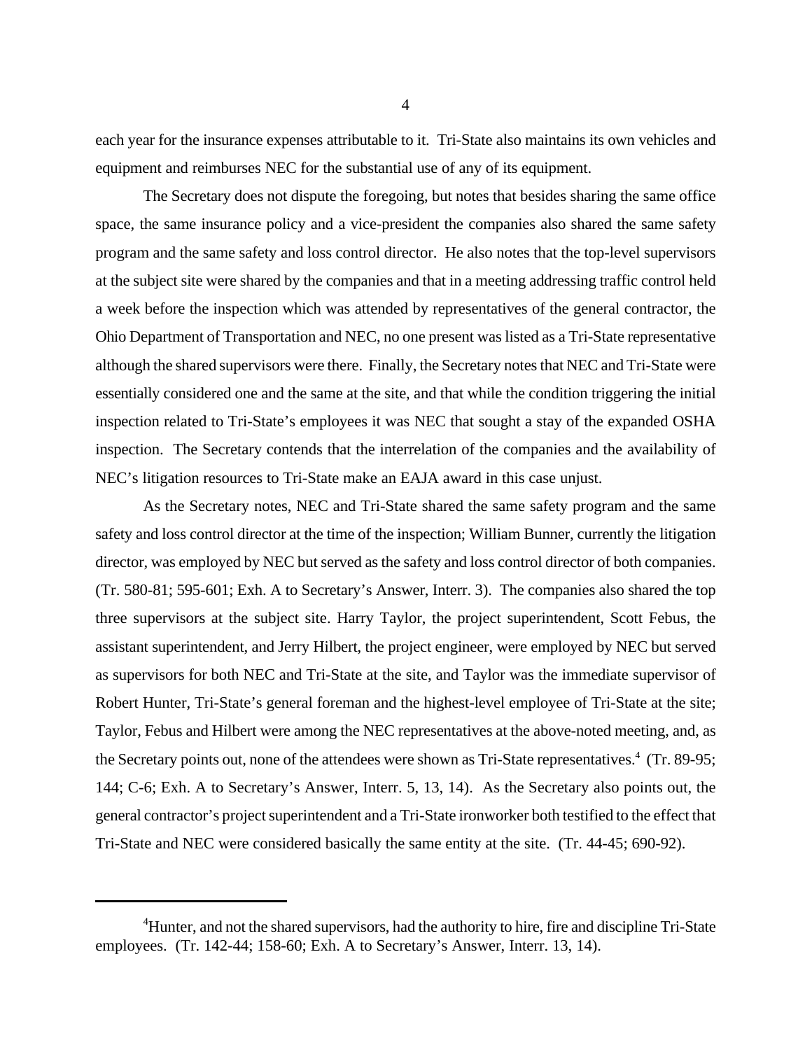each year for the insurance expenses attributable to it. Tri-State also maintains its own vehicles and equipment and reimburses NEC for the substantial use of any of its equipment.

The Secretary does not dispute the foregoing, but notes that besides sharing the same office space, the same insurance policy and a vice-president the companies also shared the same safety program and the same safety and loss control director. He also notes that the top-level supervisors at the subject site were shared by the companies and that in a meeting addressing traffic control held a week before the inspection which was attended by representatives of the general contractor, the Ohio Department of Transportation and NEC, no one present was listed as a Tri-State representative although the shared supervisors were there. Finally, the Secretary notes that NEC and Tri-State were essentially considered one and the same at the site, and that while the condition triggering the initial inspection related to Tri-State's employees it was NEC that sought a stay of the expanded OSHA inspection. The Secretary contends that the interrelation of the companies and the availability of NEC's litigation resources to Tri-State make an EAJA award in this case unjust.

As the Secretary notes, NEC and Tri-State shared the same safety program and the same safety and loss control director at the time of the inspection; William Bunner, currently the litigation director, was employed by NEC but served as the safety and loss control director of both companies. (Tr. 580-81; 595-601; Exh. A to Secretary's Answer, Interr. 3). The companies also shared the top three supervisors at the subject site. Harry Taylor, the project superintendent, Scott Febus, the assistant superintendent, and Jerry Hilbert, the project engineer, were employed by NEC but served as supervisors for both NEC and Tri-State at the site, and Taylor was the immediate supervisor of Robert Hunter, Tri-State's general foreman and the highest-level employee of Tri-State at the site; Taylor, Febus and Hilbert were among the NEC representatives at the above-noted meeting, and, as the Secretary points out, none of the attendees were shown as Tri-State representatives.[4] (Tr. 89-95; 144; C-6; Exh. A to Secretary's Answer, Interr. 5, 13, 14). As the Secretary also points out, the general contractor's project superintendent and a Tri-State ironworker both testified to the effect that Tri-State and NEC were considered basically the same entity at the site. (Tr. 44-45; 690-92).

---

[4]Hunter, and not the shared supervisors, had the authority to hire, fire and discipline Tri-State employees. (Tr. 142-44; 158-60; Exh. A to Secretary's Answer, Interr. 13, 14).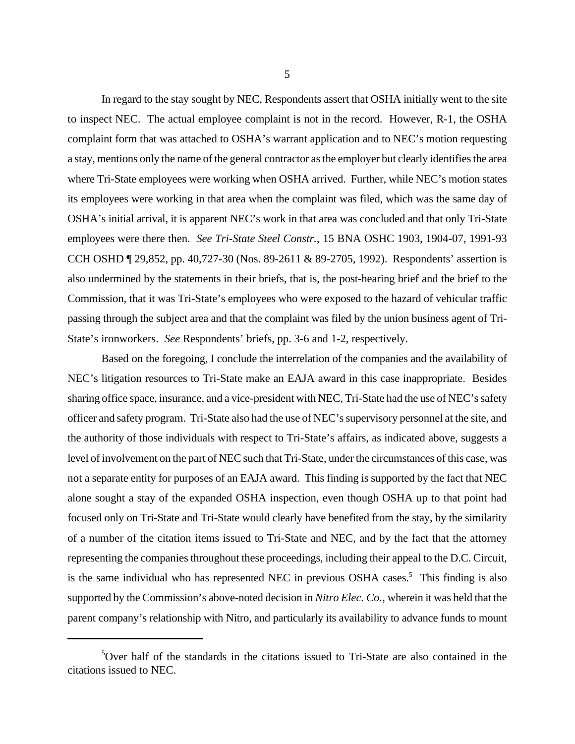In regard to the stay sought by NEC, Respondents assert that OSHA initially went to the site to inspect NEC. The actual employee complaint is not in the record. However, R-1, the OSHA complaint form that was attached to OSHA's warrant application and to NEC's motion requesting a stay, mentions only the name of the general contractor as the employer but clearly identifies the area where Tri-State employees were working when OSHA arrived. Further, while NEC's motion states its employees were working in that area when the complaint was filed, which was the same day of OSHA's initial arrival, it is apparent NEC's work in that area was concluded and that only Tri-State employees were there then. *See Tri-State Steel Constr.*, 15 BNA OSHC 1903, 1904-07, 1991-93 CCH OSHD ¶ 29,852, pp. 40,727-30 (Nos. 89-2611 & 89-2705, 1992). Respondents' assertion is also undermined by the statements in their briefs, that is, the post-hearing brief and the brief to the Commission, that it was Tri-State's employees who were exposed to the hazard of vehicular traffic passing through the subject area and that the complaint was filed by the union business agent of Tri-State's ironworkers. *See* Respondents' briefs, pp. 3-6 and 1-2, respectively.

Based on the foregoing, I conclude the interrelation of the companies and the availability of NEC's litigation resources to Tri-State make an EAJA award in this case inappropriate. Besides sharing office space, insurance, and a vice-president with NEC, Tri-State had the use of NEC's safety officer and safety program. Tri-State also had the use of NEC's supervisory personnel at the site, and the authority of those individuals with respect to Tri-State's affairs, as indicated above, suggests a level of involvement on the part of NEC such that Tri-State, under the circumstances of this case, was not a separate entity for purposes of an EAJA award. This finding is supported by the fact that NEC alone sought a stay of the expanded OSHA inspection, even though OSHA up to that point had focused only on Tri-State and Tri-State would clearly have benefited from the stay, by the similarity of a number of the citation items issued to Tri-State and NEC, and by the fact that the attorney representing the companies throughout these proceedings, including their appeal to the D.C. Circuit, is the same individual who has represented NEC in previous OSHA cases.[5] This finding is also supported by the Commission's above-noted decision in *Nitro Elec. Co.*, wherein it was held that the parent company's relationship with Nitro, and particularly its availability to advance funds to mount

[5] Over half of the standards in the citations issued to Tri-State are also contained in the citations issued to NEC.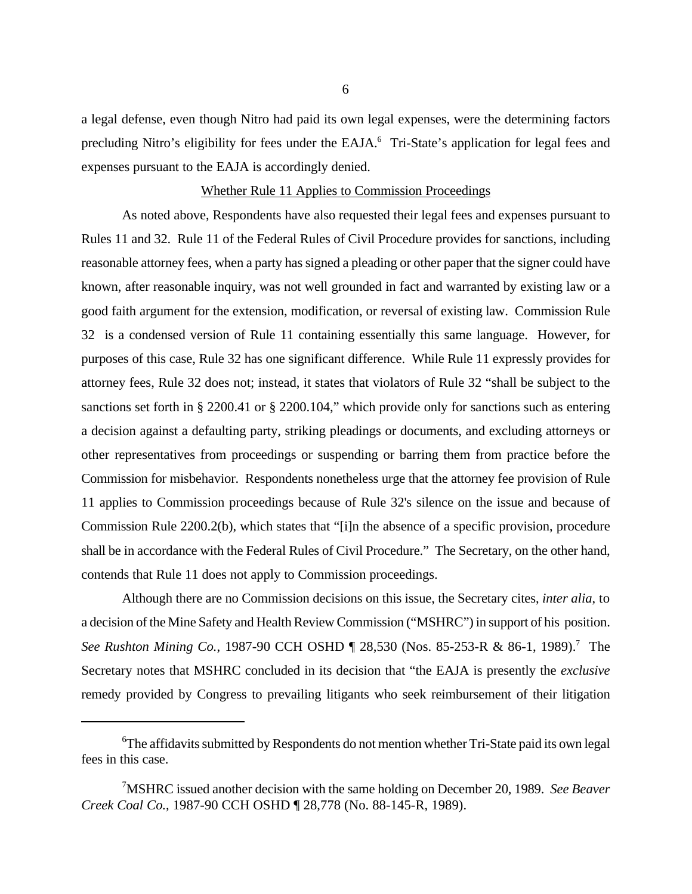a legal defense, even though Nitro had paid its own legal expenses, were the determining factors precluding Nitro's eligibility for fees under the EAJA.[6] Tri-State's application for legal fees and expenses pursuant to the EAJA is accordingly denied.

Whether Rule 11 Applies to Commission Proceedings

As noted above, Respondents have also requested their legal fees and expenses pursuant to Rules 11 and 32. Rule 11 of the Federal Rules of Civil Procedure provides for sanctions, including reasonable attorney fees, when a party has signed a pleading or other paper that the signer could have known, after reasonable inquiry, was not well grounded in fact and warranted by existing law or a good faith argument for the extension, modification, or reversal of existing law. Commission Rule 32 is a condensed version of Rule 11 containing essentially this same language. However, for purposes of this case, Rule 32 has one significant difference. While Rule 11 expressly provides for attorney fees, Rule 32 does not; instead, it states that violators of Rule 32 "shall be subject to the sanctions set forth in § 2200.41 or § 2200.104," which provide only for sanctions such as entering a decision against a defaulting party, striking pleadings or documents, and excluding attorneys or other representatives from proceedings or suspending or barring them from practice before the Commission for misbehavior. Respondents nonetheless urge that the attorney fee provision of Rule 11 applies to Commission proceedings because of Rule 32's silence on the issue and because of Commission Rule 2200.2(b), which states that "[i]n the absence of a specific provision, procedure shall be in accordance with the Federal Rules of Civil Procedure." The Secretary, on the other hand, contends that Rule 11 does not apply to Commission proceedings.

Although there are no Commission decisions on this issue, the Secretary cites, *inter alia*, to a decision of the Mine Safety and Health Review Commission ("MSHRC") in support of his position. *See Rushton Mining Co.*, 1987-90 CCH OSHD ¶ 28,530 (Nos. 85-253-R & 86-1, 1989).[7] The Secretary notes that MSHRC concluded in its decision that "the EAJA is presently the *exclusive* remedy provided by Congress to prevailing litigants who seek reimbursement of their litigation

---

[6] The affidavits submitted by Respondents do not mention whether Tri-State paid its own legal fees in this case.

[7] MSHRC issued another decision with the same holding on December 20, 1989. *See Beaver Creek Coal Co.*, 1987-90 CCH OSHD ¶ 28,778 (No. 88-145-R, 1989).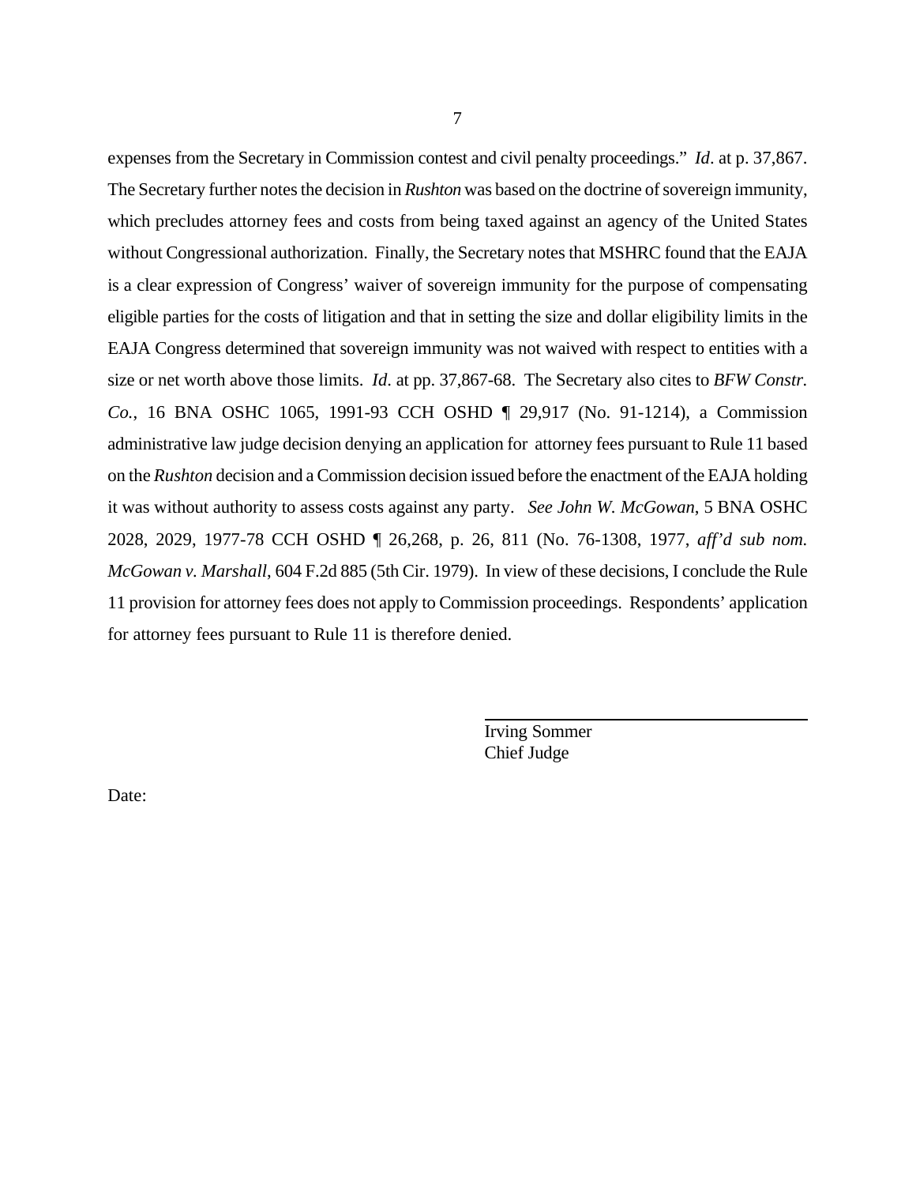expenses from the Secretary in Commission contest and civil penalty proceedings." *Id*. at p. 37,867. The Secretary further notes the decision in *Rushton* was based on the doctrine of sovereign immunity, which precludes attorney fees and costs from being taxed against an agency of the United States without Congressional authorization. Finally, the Secretary notes that MSHRC found that the EAJA is a clear expression of Congress' waiver of sovereign immunity for the purpose of compensating eligible parties for the costs of litigation and that in setting the size and dollar eligibility limits in the EAJA Congress determined that sovereign immunity was not waived with respect to entities with a size or net worth above those limits. *Id*. at pp. 37,867-68. The Secretary also cites to *BFW Constr. Co.*, 16 BNA OSHC 1065, 1991-93 CCH OSHD ¶ 29,917 (No. 91-1214), a Commission administrative law judge decision denying an application for attorney fees pursuant to Rule 11 based on the *Rushton* decision and a Commission decision issued before the enactment of the EAJA holding it was without authority to assess costs against any party. *See John W. McGowan*, 5 BNA OSHC 2028, 2029, 1977-78 CCH OSHD ¶ 26,268, p. 26, 811 (No. 76-1308, 1977, *aff'd sub nom. McGowan v. Marshall*, 604 F.2d 885 (5th Cir. 1979). In view of these decisions, I conclude the Rule 11 provision for attorney fees does not apply to Commission proceedings. Respondents' application for attorney fees pursuant to Rule 11 is therefore denied.

Irving Sommer
Chief Judge

Date: